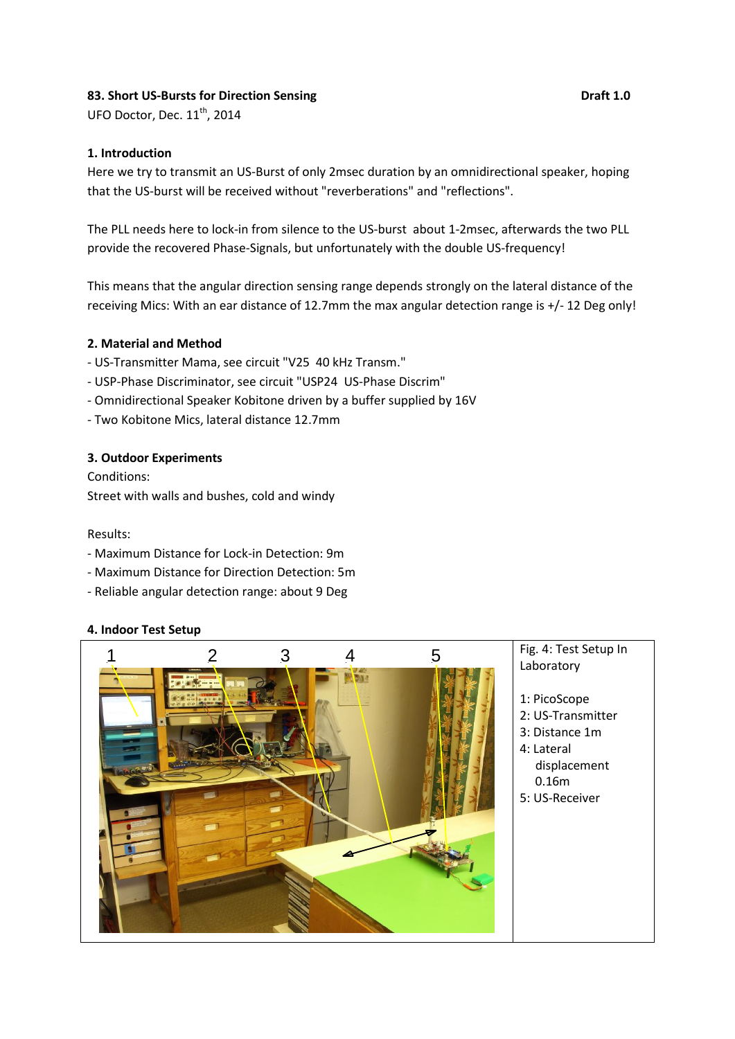**83. Short US-Bursts for Direction Sensing** **Draft 1.0**

UFO Doctor, Dec. 11th, 2014

**1. Introduction**

Here we try to transmit an US-Burst of only 2msec duration by an omnidirectional speaker, hoping that the US-burst will be received without "reverberations" and "reflections".

The PLL needs here to lock-in from silence to the US-burst about 1-2msec, afterwards the two PLL provide the recovered Phase-Signals, but unfortunately with the double US-frequency!

This means that the angular direction sensing range depends strongly on the lateral distance of the receiving Mics: With an ear distance of 12.7mm the max angular detection range is +/- 12 Deg only!

**2. Material and Method**

- US-Transmitter Mama, see circuit "V25 40 kHz Transm."
- USP-Phase Discriminator, see circuit "USP24 US-Phase Discrim"
- Omnidirectional Speaker Kobitone driven by a buffer supplied by 16V
- Two Kobitone Mics, lateral distance 12.7mm

**3. Outdoor Experiments**

Conditions:

Street with walls and bushes, cold and windy

Results:

- Maximum Distance for Lock-in Detection: 9m
- Maximum Distance for Direction Detection: 5m
- Reliable angular detection range: about 9 Deg

**4. Indoor Test Setup**

1 2 3 4 5

Fig. 4: Test Setup In Laboratory

1: PicoScope
2: US-Transmitter
3: Distance 1m
4: Lateral displacement 0.16m
5: US-Receiver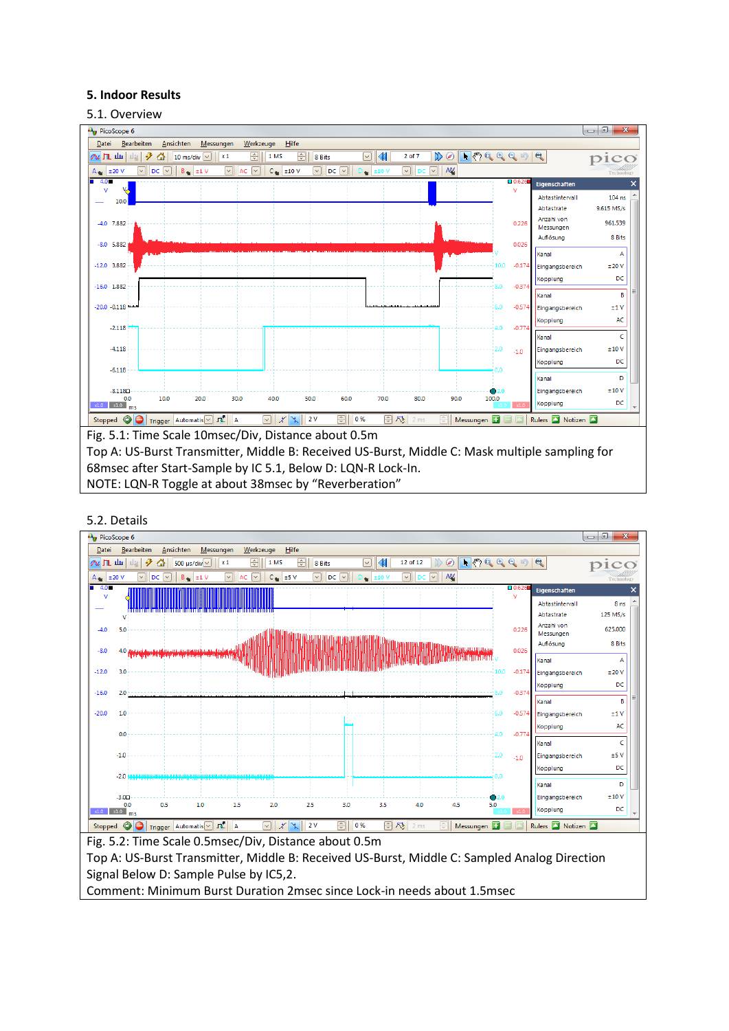## 5. Indoor Results

### 5.1. Overview

PicoScope 6

Datei Bearbeiten Ansichten Messungen Werkzeuge Hilfe

10 ms/div x1 1 MS 8 Bits 2 of 7

A ±20 V DC B ±1 V AC C ±10 V DC D ±10 V DC

Eigenschaften

Abtastintervall 104 ns
Abtastrate 9.615 MS/s
Anzahl von Messungen 961.539
Auflösung 8 Bits

Kanal A
Eingangsbereich ±20 V
Kopplung DC

Kanal B
Eingangsbereich ±1 V
Kopplung AC

Kanal C
Eingangsbereich ±10 V
Kopplung DC

Kanal D
Eingangsbereich ±10 V
Kopplung DC

0.0 10.0 20.0 30.0 40.0 50.0 60.0 70.0 80.0 90.0 100.0 ms

Stopped Trigger Automatic A 2 V 0 % 2 ms Messungen Rulers Notizen

Fig. 5.1: Time Scale 10msec/Div, Distance about 0.5m
Top A: US-Burst Transmitter, Middle B: Received US-Burst, Middle C: Mask multiple sampling for 68msec after Start-Sample by IC 5.1, Below D: LQN-R Lock-In.
NOTE: LQN-R Toggle at about 38msec by “Reverberation”

### 5.2. Details

PicoScope 6

Datei Bearbeiten Ansichten Messungen Werkzeuge Hilfe

500 µs/div x1 1 MS 8 Bits 12 of 12

A ±20 V DC B ±1 V AC C ±5 V DC D ±10 V DC

Eigenschaften

Abtastintervall 8 ns
Abtastrate 125 MS/s
Anzahl von Messungen 625.000
Auflösung 8 Bits

Kanal A
Eingangsbereich ±20 V
Kopplung DC

Kanal B
Eingangsbereich ±1 V
Kopplung AC

Kanal C
Eingangsbereich ±5 V
Kopplung DC

Kanal D
Eingangsbereich ±10 V
Kopplung DC

0.0 0.5 1.0 1.5 2.0 2.5 3.0 3.5 4.0 4.5 5.0 ms

Stopped Trigger Automatic A 2 V 0 % 2 ms Messungen Rulers Notizen

Fig. 5.2: Time Scale 0.5msec/Div, Distance about 0.5m
Top A: US-Burst Transmitter, Middle B: Received US-Burst, Middle C: Sampled Analog Direction Signal Below D: Sample Pulse by IC5,2.
Comment: Minimum Burst Duration 2msec since Lock-in needs about 1.5msec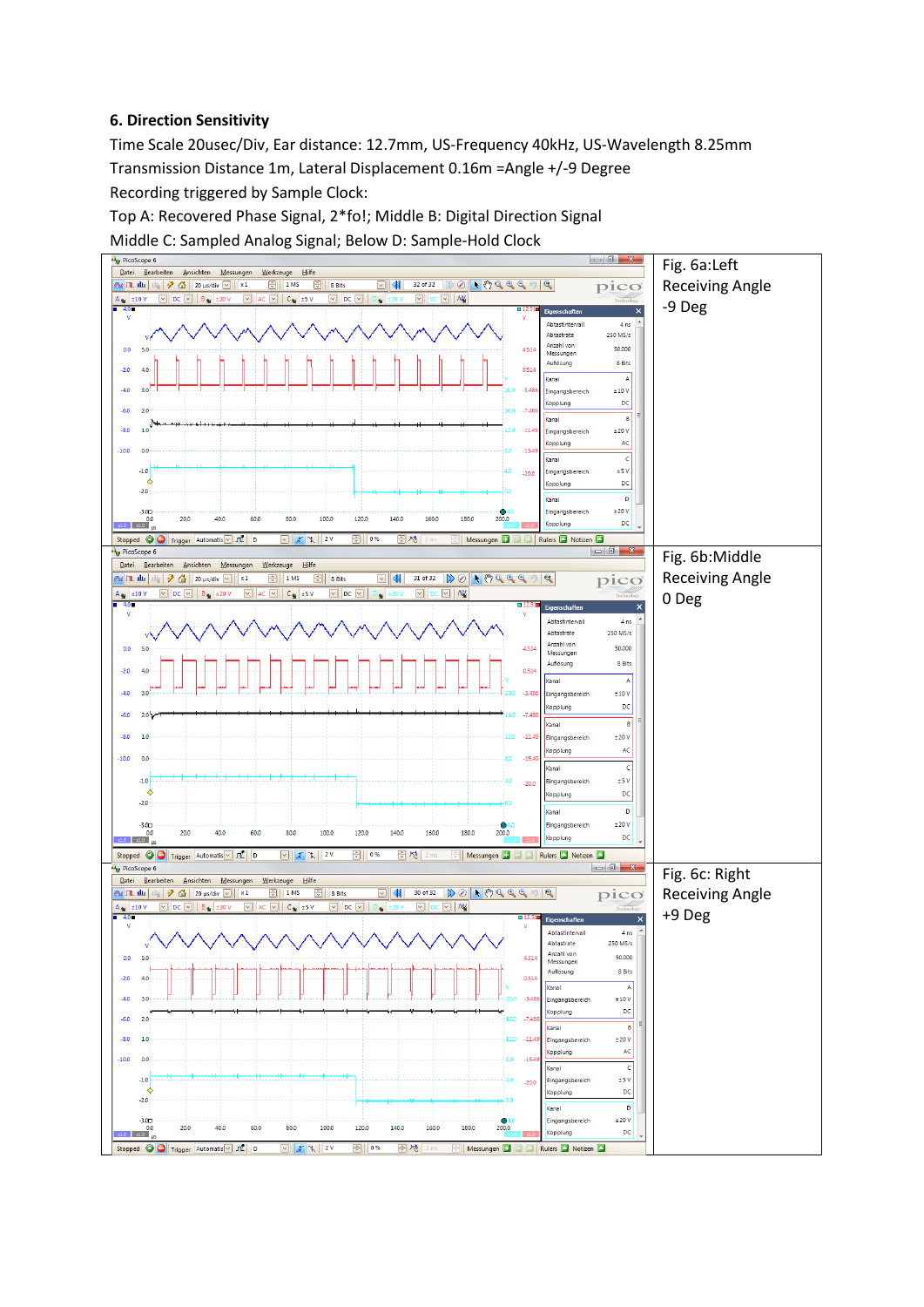## 6. Direction Sensitivity

Time Scale 20usec/Div, Ear distance: 12.7mm, US-Frequency 40kHz, US-Wavelength 8.25mm

Transmission Distance 1m, Lateral Displacement 0.16m =Angle +/-9 Degree

Recording triggered by Sample Clock:

Top A: Recovered Phase Signal, 2*fo!; Middle B: Digital Direction Signal

Middle C: Sampled Analog Signal; Below D: Sample-Hold Clock

| | |
|---|---|
| | Fig. 6a:Left Receiving Angle -9 Deg |
| | Fig. 6b:Middle Receiving Angle 0 Deg |
| | Fig. 6c: Right Receiving Angle +9 Deg |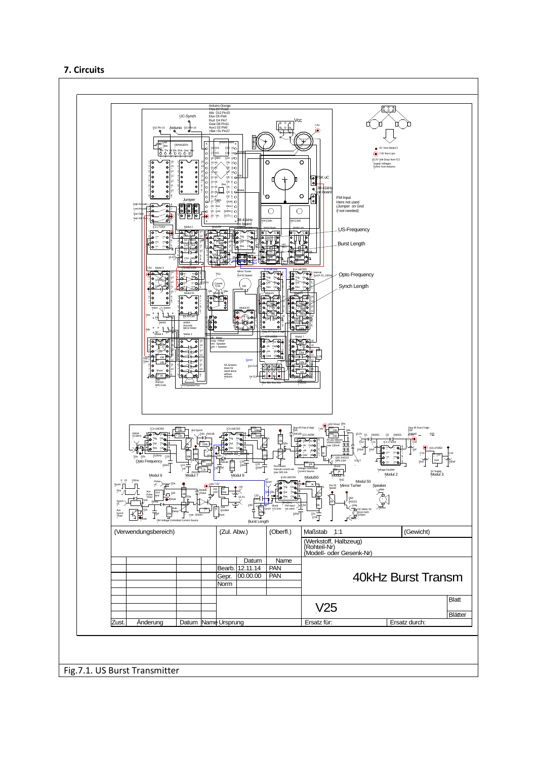## 7. Circuits

Fig.7.1. US Burst Transmitter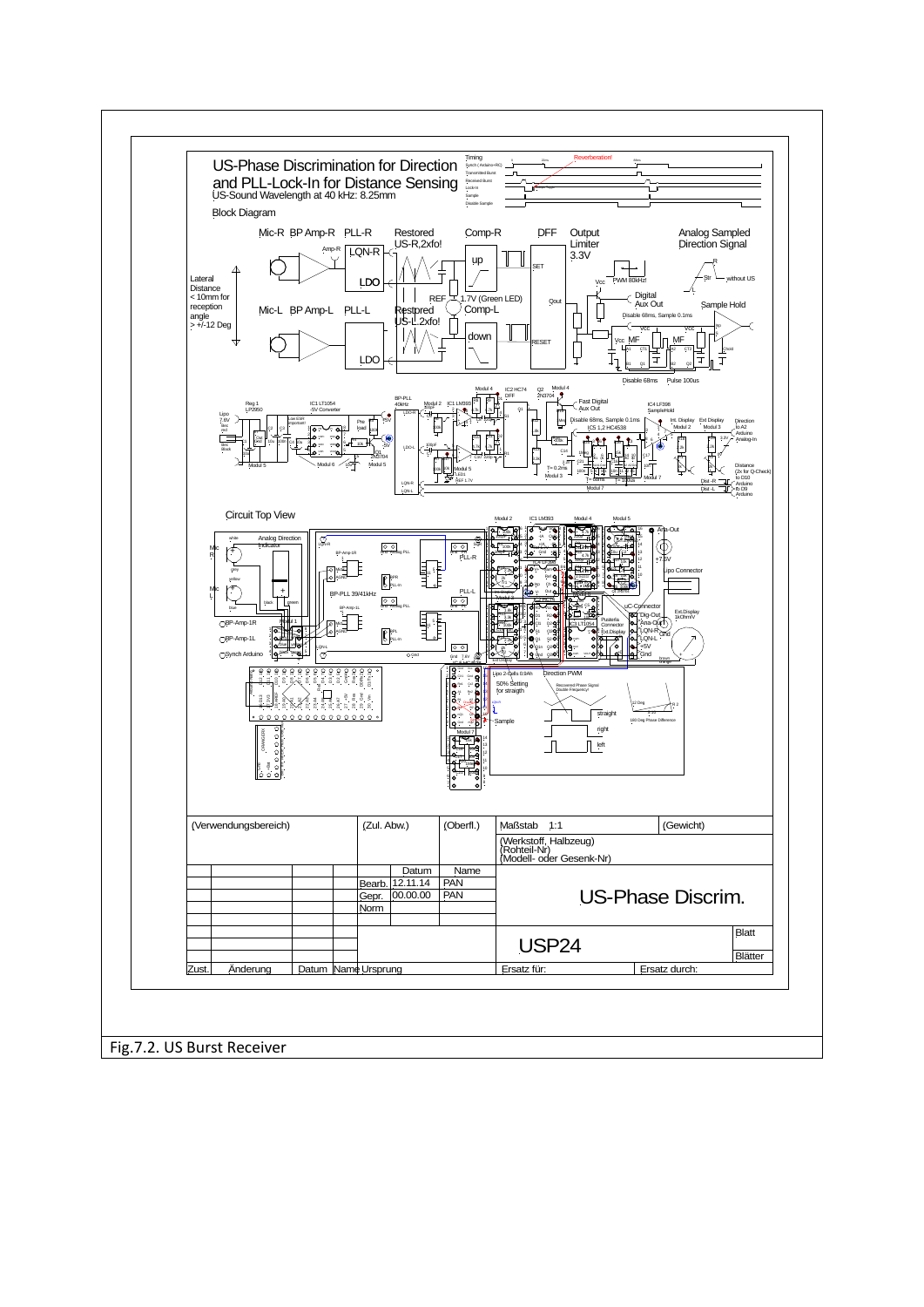# US-Phase Discrimination for Direction and PLL-Lock-In for Distance Sensing

US-Sound Wavelength at 40 kHz: 8.25mm

Block Diagram

Circuit Top View

| (Verwendungsbereich) | | | | (Zul. Abw.) | | (Oberfl.) | Maßstab 1:1 | (Gewicht) |
|---|---|---|---|---|---|---|---|---|
| | | | | | | | (Werkstoff, Halbzeug) (Rohteil-Nr) (Modell- oder Gesenk-Nr) | |
| | | | | | Datum | Name | | |
| | | | | Bearb. | 12.11.14 | PAN | US-Phase Discrim. | |
| | | | | Gepr. | 00.00.00 | PAN | | |
| | | | | Norm | | | | |
| | | | | | | | USP24 | Blatt |
| | | | | | | | | Blätter |
| Zust. | Änderung | Datum | Name | Ursprung | | | Ersatz für: | Ersatz durch: |

Fig.7.2. US Burst Receiver